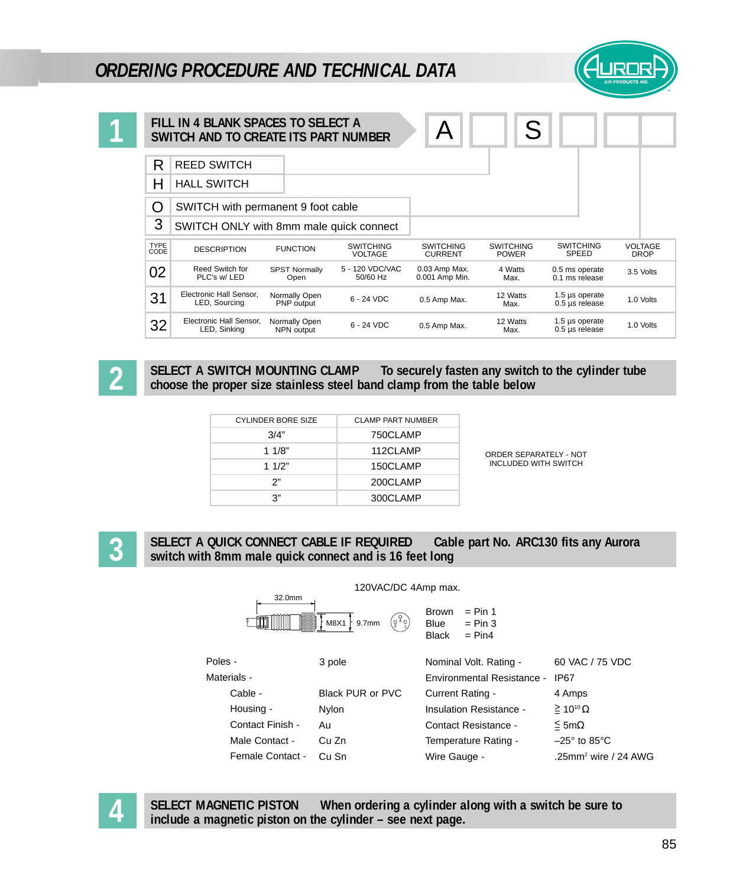# ORDERING PROCEDURE AND TECHNICAL DATA

## 1 FILL IN 4 BLANK SPACES TO SELECT A SWITCH AND TO CREATE ITS PART NUMBER

A [ ] S [ ] [ ] [ ]

| | |
|---|---|
| R | REED SWITCH |
| H | HALL SWITCH |

| | |
|---|---|
| O | SWITCH with permanent 9 foot cable |
| 3 | SWITCH ONLY with 8mm male quick connect |

| TYPE CODE | DESCRIPTION | FUNCTION | SWITCHING VOLTAGE | SWITCHING CURRENT | SWITCHING POWER | SWITCHING SPEED | VOLTAGE DROP |
|---|---|---|---|---|---|---|---|
| 02 | Reed Switch for PLC's w/ LED | SPST Normally Open | 5 - 120 VDC/VAC 50/60 Hz | 0.03 Amp Max. 0.001 Amp Min. | 4 Watts Max. | 0.5 ms operate 0.1 ms release | 3.5 Volts |
| 31 | Electronic Hall Sensor, LED, Sourcing | Normally Open PNP output | 6 - 24 VDC | 0.5 Amp Max. | 12 Watts Max. | 1.5 µs operate 0.5 µs release | 1.0 Volts |
| 32 | Electronic Hall Sensor, LED, Sinking | Normally Open NPN output | 6 - 24 VDC | 0.5 Amp Max. | 12 Watts Max. | 1.5 µs operate 0.5 µs release | 1.0 Volts |

## 2 SELECT A SWITCH MOUNTING CLAMP

To securely fasten any switch to the cylinder tube choose the proper size stainless steel band clamp from the table below

| CYLINDER BORE SIZE | CLAMP PART NUMBER |
|---|---|
| 3/4” | 750CLAMP |
| 1 1/8” | 112CLAMP |
| 1 1/2” | 150CLAMP |
| 2” | 200CLAMP |
| 3” | 300CLAMP |

ORDER SEPARATELY - NOT INCLUDED WITH SWITCH

## 3 SELECT A QUICK CONNECT CABLE IF REQUIRED

Cable part No. ARC130 fits any Aurora switch with 8mm male quick connect and is 16 feet long

120VAC/DC 4Amp max.

32.0mm  M8X1  9.7mm

Brown = Pin 1
Blue = Pin 3
Black = Pin4

| | |
|---|---|
| Poles - | 3 pole |
| Materials - | |
| Cable - | Black PUR or PVC |
| Housing - | Nylon |
| Contact Finish - | Au |
| Male Contact - | Cu Zn |
| Female Contact - | Cu Sn |

| | |
|---|---|
| Nominal Volt. Rating - | 60 VAC / 75 VDC |
| Environmental Resistance - | IP67 |
| Current Rating - | 4 Amps |
| Insulation Resistance - | $\geqq 10^{10}\,\Omega$ |
| Contact Resistance - | $\leqq 5\text{m}\Omega$ |
| Temperature Rating - | –25° to 85°C |
| Wire Gauge - | .25mm$^2$ wire / 24 AWG |

## 4 SELECT MAGNETIC PISTON

When ordering a cylinder along with a switch be sure to include a magnetic piston on the cylinder – see next page.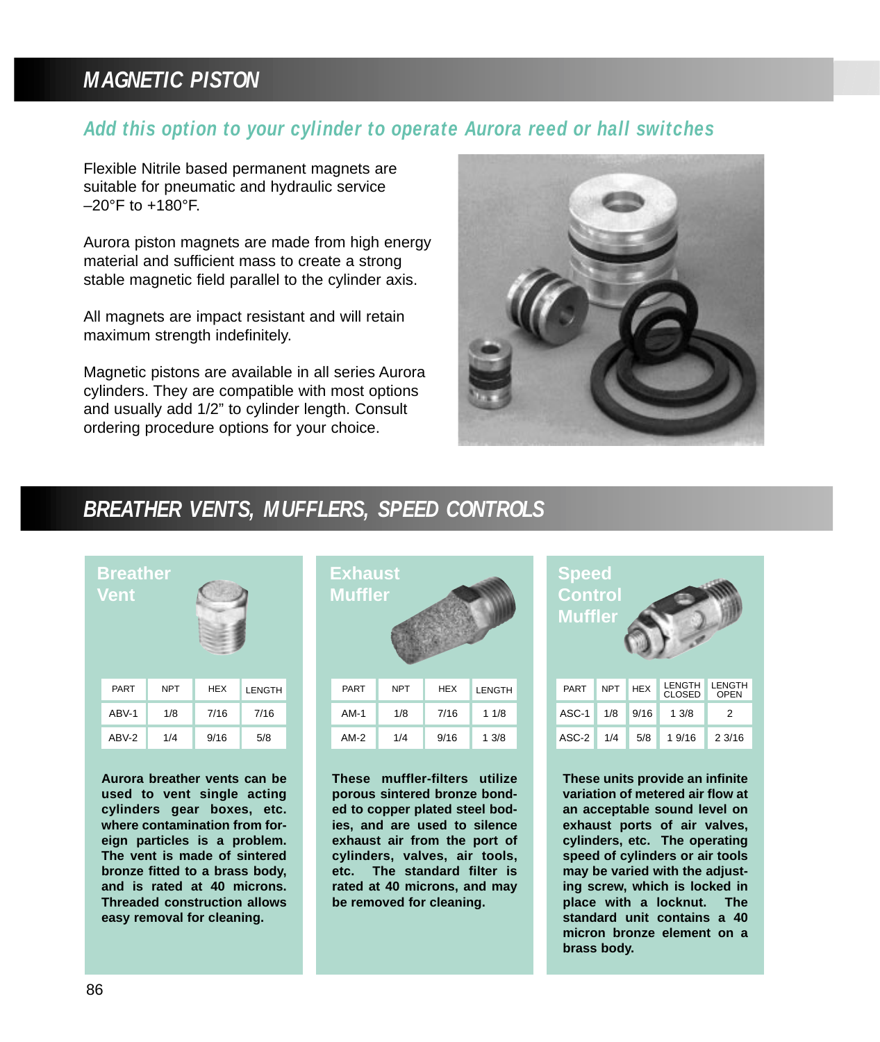# MAGNETIC PISTON

## *Add this option to your cylinder to operate Aurora reed or hall switches*

Flexible Nitrile based permanent magnets are suitable for pneumatic and hydraulic service –20°F to +180°F.

Aurora piston magnets are made from high energy material and sufficient mass to create a strong stable magnetic field parallel to the cylinder axis.

All magnets are impact resistant and will retain maximum strength indefinitely.

Magnetic pistons are available in all series Aurora cylinders. They are compatible with most options and usually add 1/2" to cylinder length. Consult ordering procedure options for your choice.

# BREATHER VENTS, MUFFLERS, SPEED CONTROLS

### Breather Vent

| PART | NPT | HEX | LENGTH |
|---|---|---|---|
| ABV-1 | 1/8 | 7/16 | 7/16 |
| ABV-2 | 1/4 | 9/16 | 5/8 |

**Aurora breather vents can be used to vent single acting cylinders gear boxes, etc. where contamination from foreign particles is a problem. The vent is made of sintered bronze fitted to a brass body, and is rated at 40 microns. Threaded construction allows easy removal for cleaning.**

### Exhaust Muffler

| PART | NPT | HEX | LENGTH |
|---|---|---|---|
| AM-1 | 1/8 | 7/16 | 1 1/8 |
| AM-2 | 1/4 | 9/16 | 1 3/8 |

**These muffler-filters utilize porous sintered bronze bonded to copper plated steel bodies, and are used to silence exhaust air from the port of cylinders, valves, air tools, etc. The standard filter is rated at 40 microns, and may be removed for cleaning.**

### Speed Control Muffler

| PART | NPT | HEX | LENGTH CLOSED | LENGTH OPEN |
|---|---|---|---|---|
| ASC-1 | 1/8 | 9/16 | 1 3/8 | 2 |
| ASC-2 | 1/4 | 5/8 | 1 9/16 | 2 3/16 |

**These units provide an infinite variation of metered air flow at an acceptable sound level on exhaust ports of air valves, cylinders, etc. The operating speed of cylinders or air tools may be varied with the adjusting screw, which is locked in place with a locknut. The standard unit contains a 40 micron bronze element on a brass body.**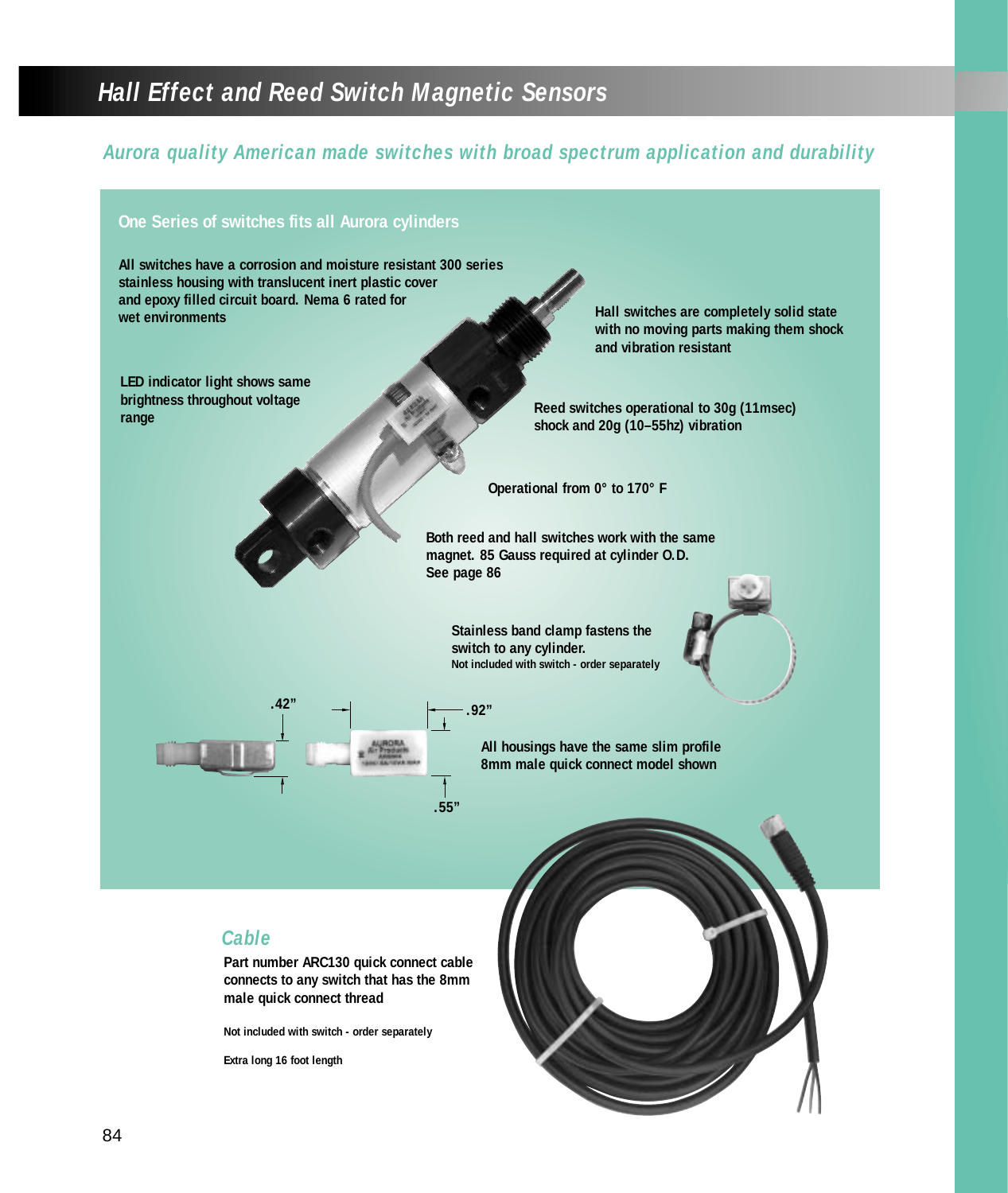# Hall Effect and Reed Switch Magnetic Sensors

*Aurora quality American made switches with broad spectrum application and durability*

## One Series of switches fits all Aurora cylinders

**All switches have a corrosion and moisture resistant 300 series stainless housing with translucent inert plastic cover and epoxy filled circuit board. Nema 6 rated for wet environments**

**Hall switches are completely solid state with no moving parts making them shock and vibration resistant**

**LED indicator light shows same brightness throughout voltage range**

**Reed switches operational to 30g (11msec) shock and 20g (10–55hz) vibration**

**Operational from 0° to 170° F**

**Both reed and hall switches work with the same magnet. 85 Gauss required at cylinder O.D. See page 86**

**Stainless band clamp fastens the switch to any cylinder.**
Not included with switch - order separately

.42”

.92”

.55”

**All housings have the same slim profile 8mm male quick connect model shown**

## Cable

**Part number ARC130 quick connect cable connects to any switch that has the 8mm male quick connect thread**

Not included with switch - order separately

Extra long 16 foot length